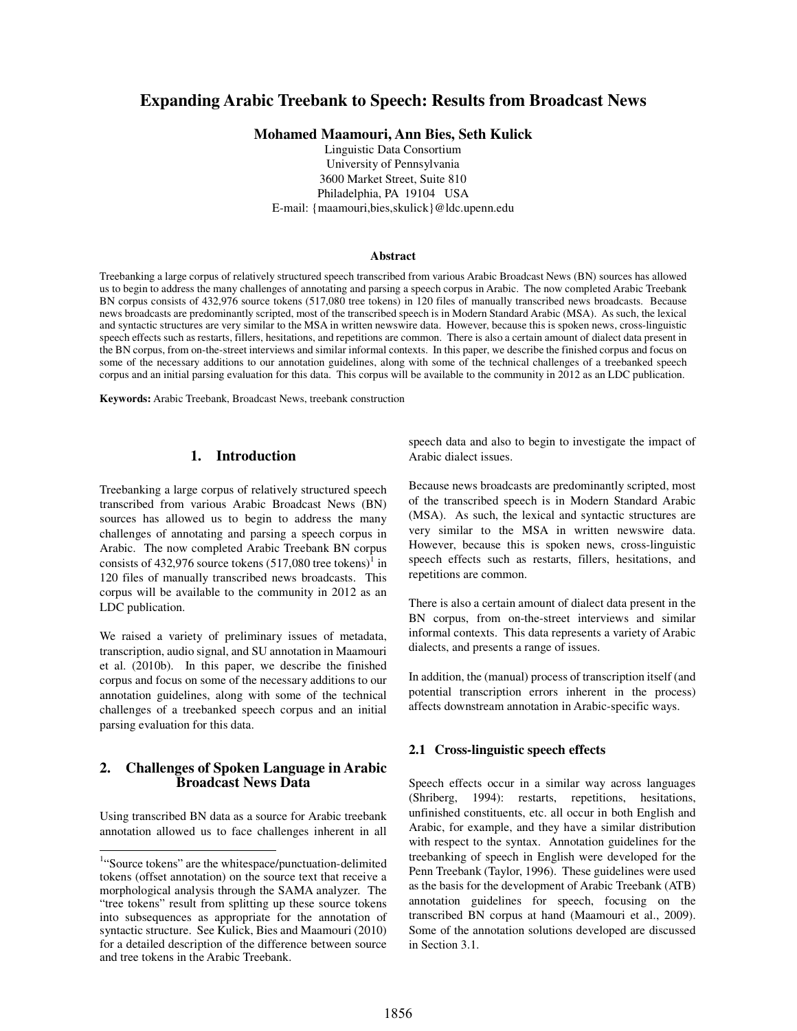# Expanding Arabic Treebank to Speech: Results from Broadcast News

**Mohamed Maamouri, Ann Bies, Seth Kulick**

Linguistic Data Consortium
University of Pennsylvania
3600 Market Street, Suite 810
Philadelphia, PA 19104 USA
E-mail: {maamouri,bies,skulick}@ldc.upenn.edu

**Abstract**

Treebanking a large corpus of relatively structured speech transcribed from various Arabic Broadcast News (BN) sources has allowed us to begin to address the many challenges of annotating and parsing a speech corpus in Arabic. The now completed Arabic Treebank BN corpus consists of 432,976 source tokens (517,080 tree tokens) in 120 files of manually transcribed news broadcasts. Because news broadcasts are predominantly scripted, most of the transcribed speech is in Modern Standard Arabic (MSA). As such, the lexical and syntactic structures are very similar to the MSA in written newswire data. However, because this is spoken news, cross-linguistic speech effects such as restarts, fillers, hesitations, and repetitions are common. There is also a certain amount of dialect data present in the BN corpus, from on-the-street interviews and similar informal contexts. In this paper, we describe the finished corpus and focus on some of the necessary additions to our annotation guidelines, along with some of the technical challenges of a treebanked speech corpus and an initial parsing evaluation for this data. This corpus will be available to the community in 2012 as an LDC publication.

**Keywords:** Arabic Treebank, Broadcast News, treebank construction

## 1. Introduction

Treebanking a large corpus of relatively structured speech transcribed from various Arabic Broadcast News (BN) sources has allowed us to begin to address the many challenges of annotating and parsing a speech corpus in Arabic. The now completed Arabic Treebank BN corpus consists of 432,976 source tokens (517,080 tree tokens)[1] in 120 files of manually transcribed news broadcasts. This corpus will be available to the community in 2012 as an LDC publication.

We raised a variety of preliminary issues of metadata, transcription, audio signal, and SU annotation in Maamouri et al. (2010b). In this paper, we describe the finished corpus and focus on some of the necessary additions to our annotation guidelines, along with some of the technical challenges of a treebanked speech corpus and an initial parsing evaluation for this data.

## 2. Challenges of Spoken Language in Arabic Broadcast News Data

Using transcribed BN data as a source for Arabic treebank annotation allowed us to face challenges inherent in all speech data and also to begin to investigate the impact of Arabic dialect issues.

Because news broadcasts are predominantly scripted, most of the transcribed speech is in Modern Standard Arabic (MSA). As such, the lexical and syntactic structures are very similar to the MSA in written newswire data. However, because this is spoken news, cross-linguistic speech effects such as restarts, fillers, hesitations, and repetitions are common.

There is also a certain amount of dialect data present in the BN corpus, from on-the-street interviews and similar informal contexts. This data represents a variety of Arabic dialects, and presents a range of issues.

In addition, the (manual) process of transcription itself (and potential transcription errors inherent in the process) affects downstream annotation in Arabic-specific ways.

### 2.1 Cross-linguistic speech effects

Speech effects occur in a similar way across languages (Shriberg, 1994): restarts, repetitions, hesitations, unfinished constituents, etc. all occur in both English and Arabic, for example, and they have a similar distribution with respect to the syntax. Annotation guidelines for the treebanking of speech in English were developed for the Penn Treebank (Taylor, 1996). These guidelines were used as the basis for the development of Arabic Treebank (ATB) annotation guidelines for speech, focusing on the transcribed BN corpus at hand (Maamouri et al., 2009). Some of the annotation solutions developed are discussed in Section 3.1.

---

[1] "Source tokens" are the whitespace/punctuation-delimited tokens (offset annotation) on the source text that receive a morphological analysis through the SAMA analyzer. The "tree tokens" result from splitting up these source tokens into subsequences as appropriate for the annotation of syntactic structure. See Kulick, Bies and Maamouri (2010) for a detailed description of the difference between source and tree tokens in the Arabic Treebank.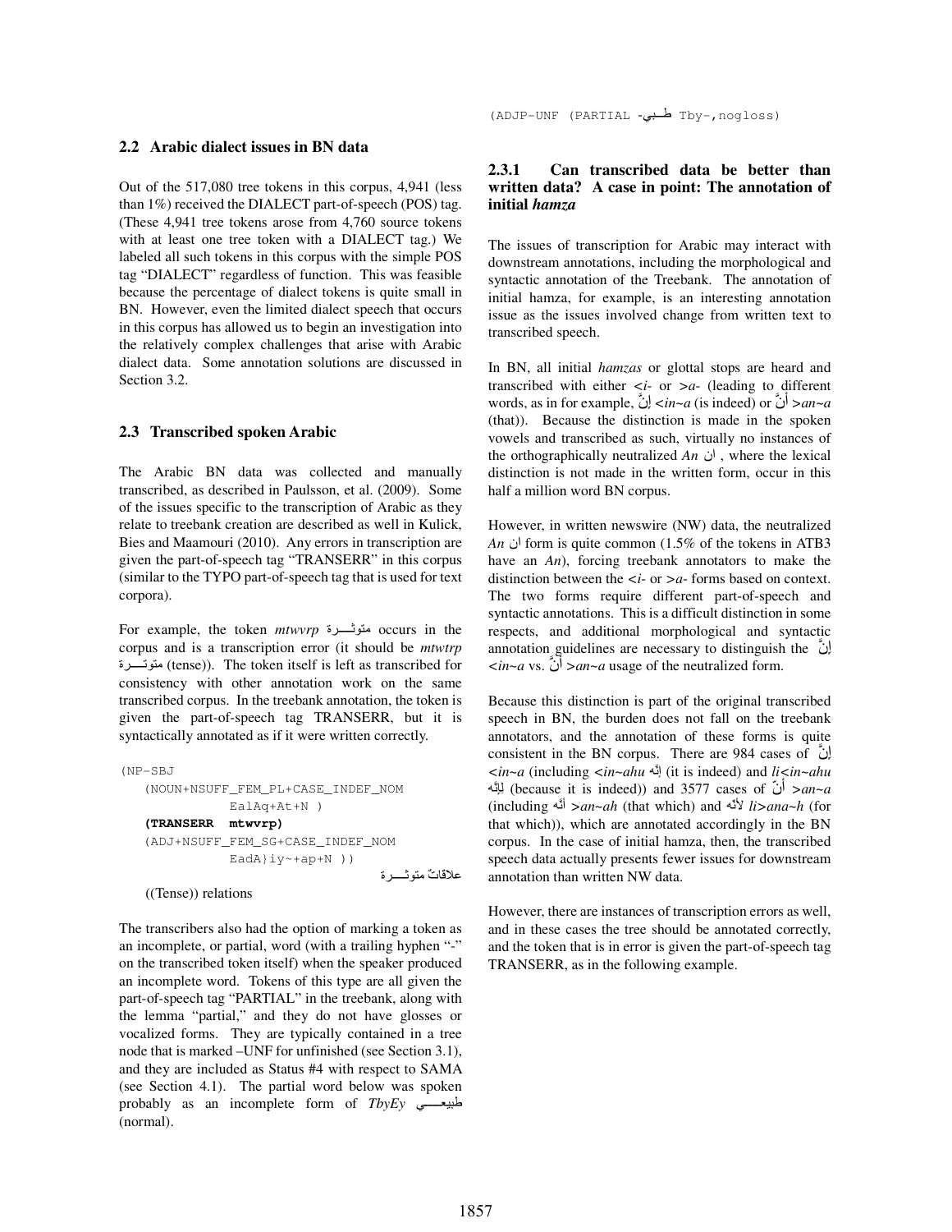### 2.2 Arabic dialect issues in BN data

Out of the 517,080 tree tokens in this corpus, 4,941 (less than 1%) received the DIALECT part-of-speech (POS) tag. (These 4,941 tree tokens arose from 4,760 source tokens with at least one tree token with a DIALECT tag.) We labeled all such tokens in this corpus with the simple POS tag "DIALECT" regardless of function. This was feasible because the percentage of dialect tokens is quite small in BN. However, even the limited dialect speech that occurs in this corpus has allowed us to begin an investigation into the relatively complex challenges that arise with Arabic dialect data. Some annotation solutions are discussed in Section 3.2.

### 2.3 Transcribed spoken Arabic

The Arabic BN data was collected and manually transcribed, as described in Paulsson, et al. (2009). Some of the issues specific to the transcription of Arabic as they relate to treebank creation are described as well in Kulick, Bies and Maamouri (2010). Any errors in transcription are given the part-of-speech tag "TRANSERR" in this corpus (similar to the TYPO part-of-speech tag that is used for text corpora).

For example, the token *mtwvrp* متوثـــرة occurs in the corpus and is a transcription error (it should be *mtwtrp* متوتـــرة (tense)). The token itself is left as transcribed for consistency with other annotation work on the same transcribed corpus. In the treebank annotation, the token is given the part-of-speech tag TRANSERR, but it is syntactically annotated as if it were written correctly.

```
(NP-SBJ
   (NOUN+NSUFF_FEM_PL+CASE_INDEF_NOM
            EalAq+At+N )
   (TRANSERR  mtwvrp)
   (ADJ+NSUFF_FEM_SG+CASE_INDEF_NOM
            EadA}iy~+ap+N ))
```

علاقاتٌ متوثـــرة

((Tense)) relations

The transcribers also had the option of marking a token as an incomplete, or partial, word (with a trailing hyphen "-" on the transcribed token itself) when the speaker produced an incomplete word. Tokens of this type are all given the part-of-speech tag "PARTIAL" in the treebank, along with the lemma "partial," and they do not have glosses or vocalized forms. They are typically contained in a tree node that is marked –UNF for unfinished (see Section 3.1), and they are included as Status #4 with respect to SAMA (see Section 4.1). The partial word below was spoken probably as an incomplete form of *TbyEy* طبيعـــي (normal).

```
(ADJP-UNF (PARTIAL طـبي- Tby-,nogloss)
```

#### 2.3.1 Can transcribed data be better than written data? A case in point: The annotation of initial *hamza*

The issues of transcription for Arabic may interact with downstream annotations, including the morphological and syntactic annotation of the Treebank. The annotation of initial hamza, for example, is an interesting annotation issue as the issues involved change from written text to transcribed speech.

In BN, all initial *hamzas* or glottal stops are heard and transcribed with either *<i-* or *>a-* (leading to different words, as in for example, إنَّ *<in~a* (is indeed) or أنَّ *>an~a* (that)). Because the distinction is made in the spoken vowels and transcribed as such, virtually no instances of the orthographically neutralized *An* ان , where the lexical distinction is not made in the written form, occur in this half a million word BN corpus.

However, in written newswire (NW) data, the neutralized *An* ان form is quite common (1.5% of the tokens in ATB3 have an *An*), forcing treebank annotators to make the distinction between the *<i-* or *>a-* forms based on context. The two forms require different part-of-speech and syntactic annotations. This is a difficult distinction in some respects, and additional morphological and syntactic annotation guidelines are necessary to distinguish the إنَّ *<in~a* vs. أنَّ *>an~a* usage of the neutralized form.

Because this distinction is part of the original transcribed speech in BN, the burden does not fall on the treebank annotators, and the annotation of these forms is quite consistent in the BN corpus. There are 984 cases of إنَّ *<in~a* (including *<in~ahu* إنَّه (it is indeed) and *li<in~ahu* لِإنَّه (because it is indeed)) and 3577 cases of أنَّ *>an~a* (including *>an~ah* أنَّه (that which) and *li>ana~h* لأنَّه (for that which)), which are annotated accordingly in the BN corpus. In the case of initial hamza, then, the transcribed speech data actually presents fewer issues for downstream annotation than written NW data.

However, there are instances of transcription errors as well, and in these cases the tree should be annotated correctly, and the token that is in error is given the part-of-speech tag TRANSERR, as in the following example.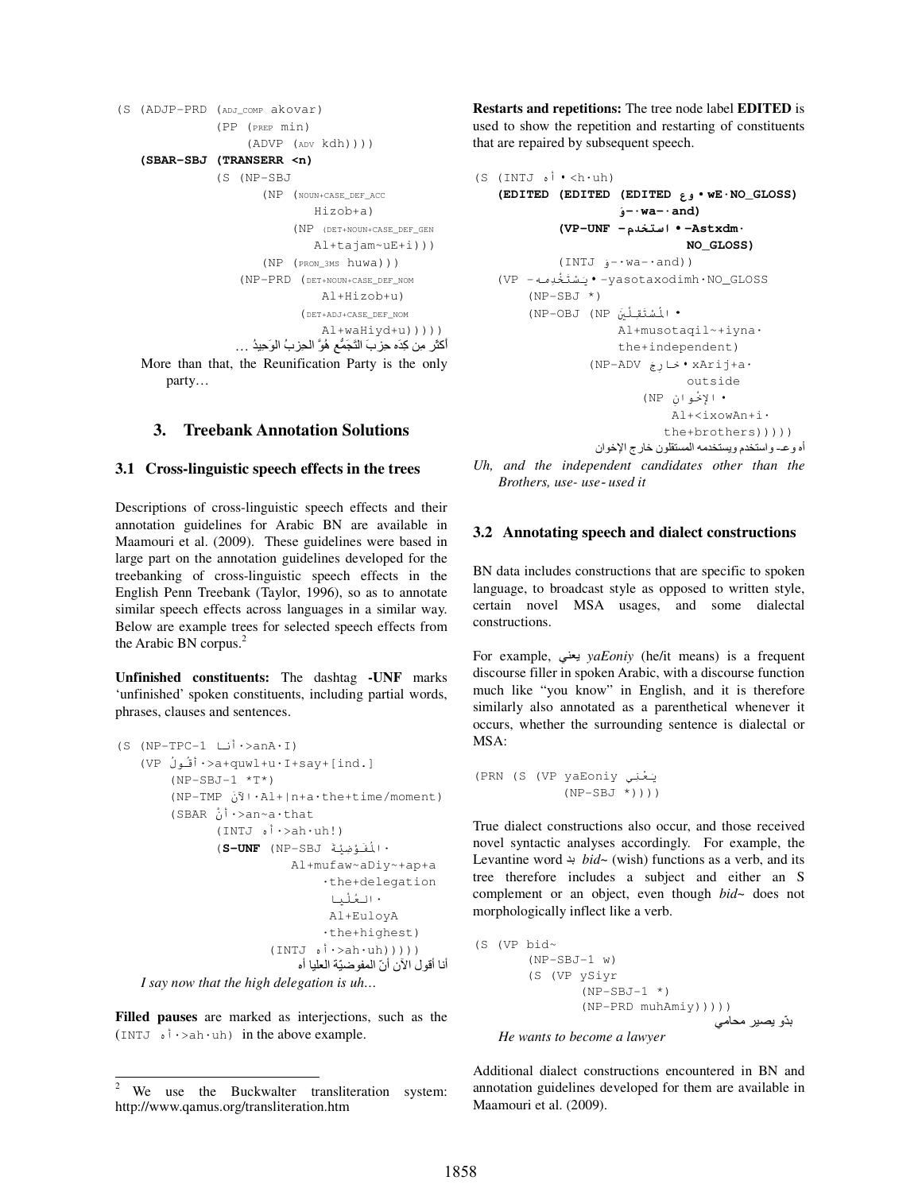```
(S (ADJP-PRD (ADJ_COMP akovar)
             (PP (PREP min)
                 (ADVP (ADV kdh))))
   (SBAR-SBJ (TRANSERR <n)
             (S (NP-SBJ
                    (NP (NOUN+CASE_DEF_ACC
                            Hizob+a)
                        (NP (DET+NOUN+CASE_DEF_GEN
                            Al+tajam~uE+i)))
                    (NP (PRON_3MS huwa)))
                (NP-PRD (DET+NOUN+CASE_DEF_NOM
                            Al+Hizob+u)
                        (DET+ADJ+CASE_DEF_NOM
                            Al+waHiyd+u)))))
```

أكثر مِن كِدَه حزبَ التَّجَمُّع هُوَّ الحزبُ الوَحِيدُ …

More than that, the Reunification Party is the only party…

## 3. Treebank Annotation Solutions

### 3.1 Cross-linguistic speech effects in the trees

Descriptions of cross-linguistic speech effects and their annotation guidelines for Arabic BN are available in Maamouri et al. (2009). These guidelines were based in large part on the annotation guidelines developed for the treebanking of cross-linguistic speech effects in the English Penn Treebank (Taylor, 1996), so as to annotate similar speech effects across languages in a similar way. Below are example trees for selected speech effects from the Arabic BN corpus.[2]

**Unfinished constituents:** The dashtag **-UNF** marks 'unfinished' spoken constituents, including partial words, phrases, clauses and sentences.

```
(S (NP-TPC-1 أنا·>anA·I)
   (VP أقُولُ·>a+quwl+u·I+say+[ind.]
       (NP-SBJ-1 *T*)
       (NP-TMP الآنَ·Al+|n+a·the+time/moment)
       (SBAR أنْ·>an~a·that
             (INTJ أه·>ah·uh!)
             (S-UNF (NP-SBJ المُفَوَّضِيَّة·
                        Al+mufaw~aDiy~+ap+a
                            ·the+delegation
                         العُلْيا·
                         Al+EuloyA
                         ·the+highest)
                    (INTJ أه·>ah·uh)))))
```

أنا أقول الآن أنّ المفوضيّة العليا أه

*I say now that the high delegation is uh…*

**Filled pauses** are marked as interjections, such as the `(INTJ أه·>ah·uh)` in the above example.

**Restarts and repetitions:** The tree node label **EDITED** is used to show the repetition and restarting of constituents that are repaired by subsequent speech.

```
(S (INTJ أه·<h·uh)
   (EDITED (EDITED (EDITED وع·wE·NO_GLOSS)
                   وَ-·wa-·and)
           (VP-UNF استخدم-·-Astxdm·
                             NO_GLOSS)
           (INTJ وَ-·wa-·and))
   (VP يَسْتَخْدِمه-·-yasotaxodimh·NO_GLOSS
       (NP-SBJ *)
       (NP-OBJ (NP المُسْتَقِلِّينَ·
                   Al+musotaqil~+iyna·
                   the+independent)
               (NP-ADV خارِجَ·xArij+a·
                           outside
                       (NP الإخْوانِ·
                           Al+<ixowAn+i·
                           the+brothers)))))
```

أه وعـ- واستخدم ويستخدمه المستقلون خارج الإخوان

*Uh, and the independent candidates other than the Brothers, use- use- used it*

### 3.2 Annotating speech and dialect constructions

BN data includes constructions that are specific to spoken language, to broadcast style as opposed to written style, certain novel MSA usages, and some dialectal constructions.

For example, يعني *yaEoniy* (he/it means) is a frequent discourse filler in spoken Arabic, with a discourse function much like "you know" in English, and it is therefore similarly also annotated as a parenthetical whenever it occurs, whether the surrounding sentence is dialectal or MSA:

```
(PRN (S (VP yaEoniy يَعْنِي
            (NP-SBJ *))))
```

True dialect constructions also occur, and those received novel syntactic analyses accordingly. For example, the Levantine word بد *bid~* (wish) functions as a verb, and its tree therefore includes a subject and either an S complement or an object, even though *bid~* does not morphologically inflect like a verb.

```
(S (VP bid~
       (NP-SBJ-1 w)
       (S (VP ySiyr
              (NP-SBJ-1 *)
              (NP-PRD muhAmiy)))))
```

بدّو يصير محامي

*He wants to become a lawyer*

Additional dialect constructions encountered in BN and annotation guidelines developed for them are available in Maamouri et al. (2009).

---

[2] We use the Buckwalter transliteration system: http://www.qamus.org/transliteration.htm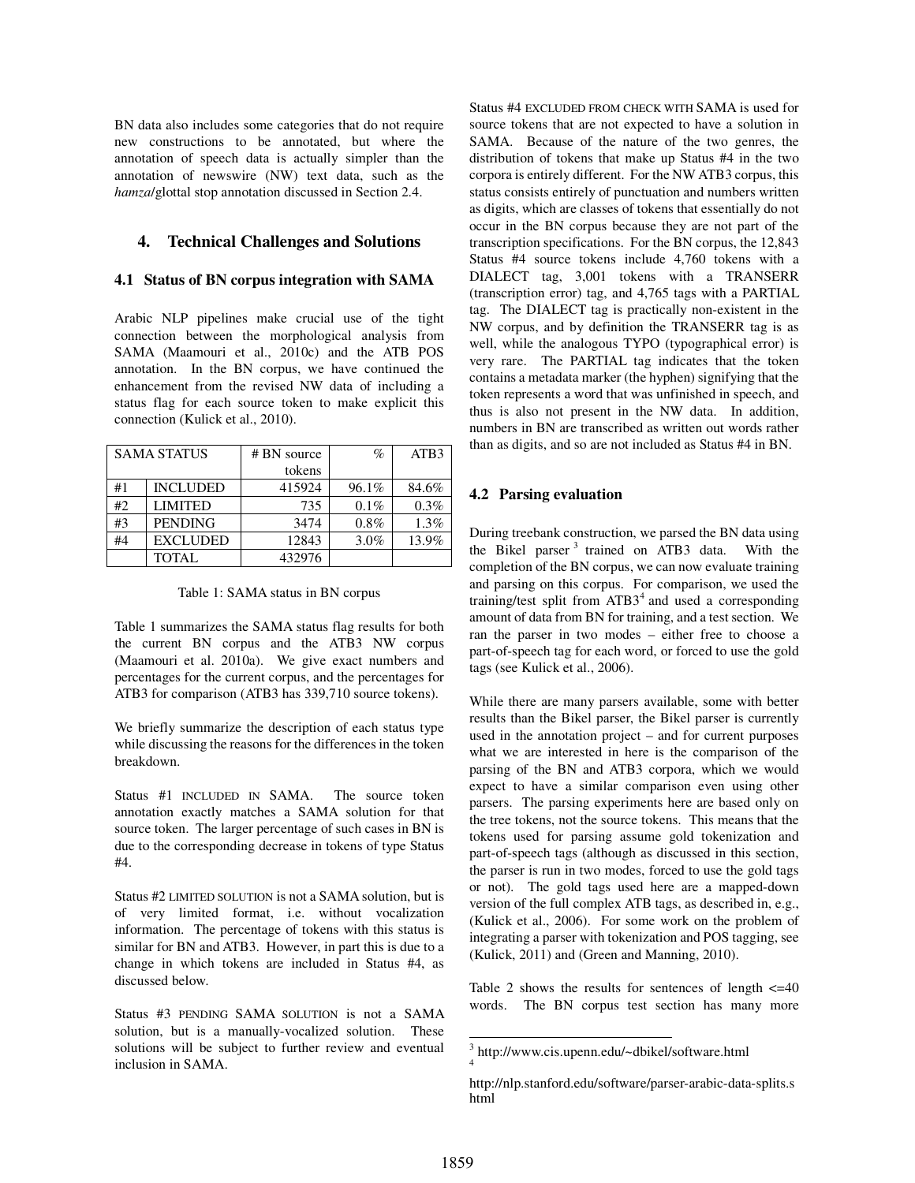BN data also includes some categories that do not require new constructions to be annotated, but where the annotation of speech data is actually simpler than the annotation of newswire (NW) text data, such as the *hamza*/glottal stop annotation discussed in Section 2.4.

## 4. Technical Challenges and Solutions

### 4.1 Status of BN corpus integration with SAMA

Arabic NLP pipelines make crucial use of the tight connection between the morphological analysis from SAMA (Maamouri et al., 2010c) and the ATB POS annotation. In the BN corpus, we have continued the enhancement from the revised NW data of including a status flag for each source token to make explicit this connection (Kulick et al., 2010).

| SAMA STATUS | | # BN source tokens | % | ATB3 |
|---|---|---|---|---|
| #1 | INCLUDED | 415924 | 96.1% | 84.6% |
| #2 | LIMITED | 735 | 0.1% | 0.3% |
| #3 | PENDING | 3474 | 0.8% | 1.3% |
| #4 | EXCLUDED | 12843 | 3.0% | 13.9% |
| | TOTAL | 432976 | | |

Table 1: SAMA status in BN corpus

Table 1 summarizes the SAMA status flag results for both the current BN corpus and the ATB3 NW corpus (Maamouri et al. 2010a). We give exact numbers and percentages for the current corpus, and the percentages for ATB3 for comparison (ATB3 has 339,710 source tokens).

We briefly summarize the description of each status type while discussing the reasons for the differences in the token breakdown.

Status #1 INCLUDED IN SAMA. The source token annotation exactly matches a SAMA solution for that source token. The larger percentage of such cases in BN is due to the corresponding decrease in tokens of type Status #4.

Status #2 LIMITED SOLUTION is not a SAMA solution, but is of very limited format, i.e. without vocalization information. The percentage of tokens with this status is similar for BN and ATB3. However, in part this is due to a change in which tokens are included in Status #4, as discussed below.

Status #3 PENDING SAMA SOLUTION is not a SAMA solution, but is a manually-vocalized solution. These solutions will be subject to further review and eventual inclusion in SAMA.

Status #4 EXCLUDED FROM CHECK WITH SAMA is used for source tokens that are not expected to have a solution in SAMA. Because of the nature of the two genres, the distribution of tokens that make up Status #4 in the two corpora is entirely different. For the NW ATB3 corpus, this status consists entirely of punctuation and numbers written as digits, which are classes of tokens that essentially do not occur in the BN corpus because they are not part of the transcription specifications. For the BN corpus, the 12,843 Status #4 source tokens include 4,760 tokens with a DIALECT tag, 3,001 tokens with a TRANSERR (transcription error) tag, and 4,765 tags with a PARTIAL tag. The DIALECT tag is practically non-existent in the NW corpus, and by definition the TRANSERR tag is as well, while the analogous TYPO (typographical error) is very rare. The PARTIAL tag indicates that the token contains a metadata marker (the hyphen) signifying that the token represents a word that was unfinished in speech, and thus is also not present in the NW data. In addition, numbers in BN are transcribed as written out words rather than as digits, and so are not included as Status #4 in BN.

### 4.2 Parsing evaluation

During treebank construction, we parsed the BN data using the Bikel parser[3] trained on ATB3 data. With the completion of the BN corpus, we can now evaluate training and parsing on this corpus. For comparison, we used the training/test split from ATB3[4] and used a corresponding amount of data from BN for training, and a test section. We ran the parser in two modes – either free to choose a part-of-speech tag for each word, or forced to use the gold tags (see Kulick et al., 2006).

While there are many parsers available, some with better results than the Bikel parser, the Bikel parser is currently used in the annotation project – and for current purposes what we are interested in here is the comparison of the parsing of the BN and ATB3 corpora, which we would expect to have a similar comparison even using other parsers. The parsing experiments here are based only on the tree tokens, not the source tokens. This means that the tokens used for parsing assume gold tokenization and part-of-speech tags (although as discussed in this section, the parser is run in two modes, forced to use the gold tags or not). The gold tags used here are a mapped-down version of the full complex ATB tags, as described in, e.g., (Kulick et al., 2006). For some work on the problem of integrating a parser with tokenization and POS tagging, see (Kulick, 2011) and (Green and Manning, 2010).

Table 2 shows the results for sentences of length <=40 words. The BN corpus test section has many more

[3] http://www.cis.upenn.edu/~dbikel/software.html

[4] http://nlp.stanford.edu/software/parser-arabic-data-splits.shtml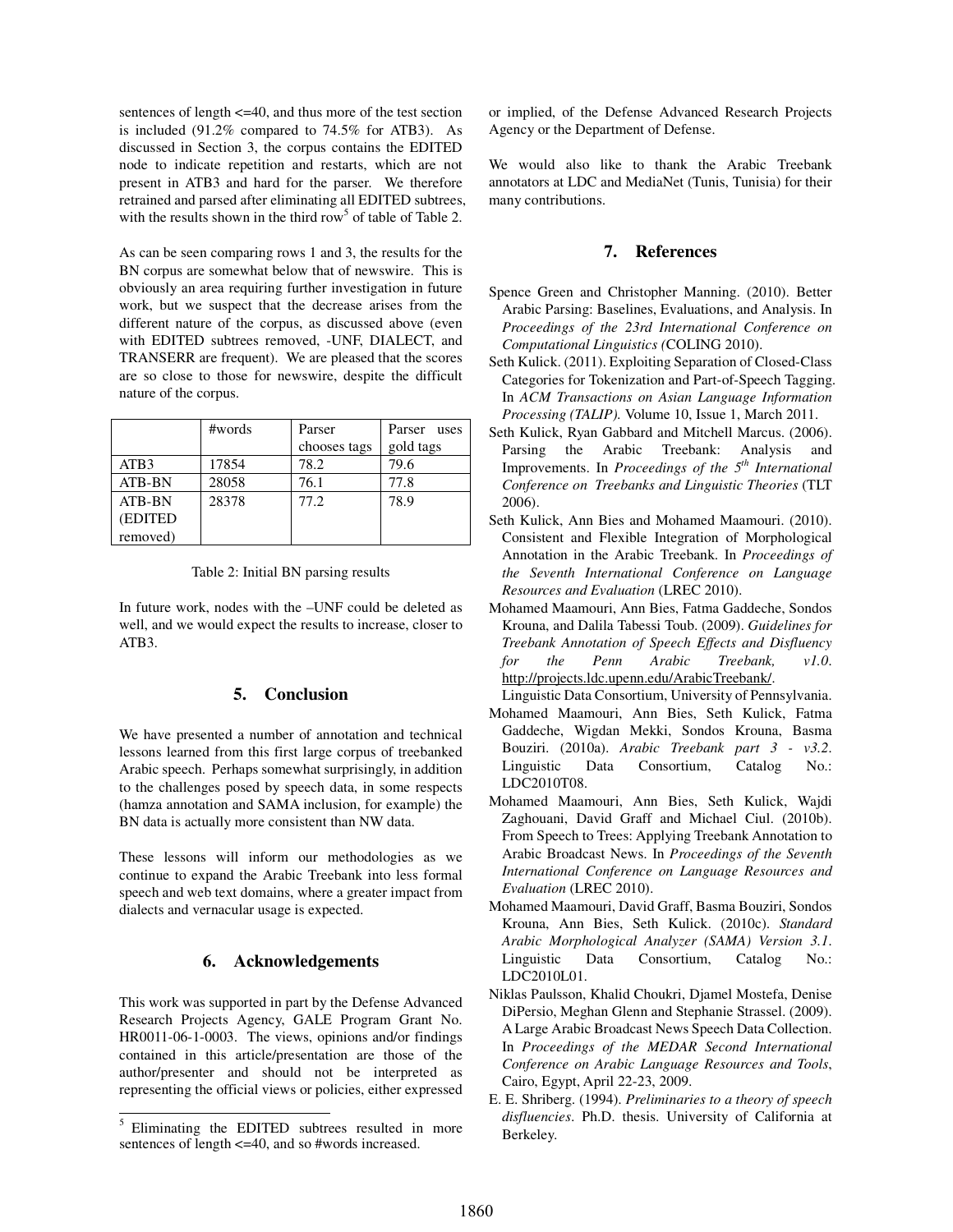sentences of length <=40, and thus more of the test section is included (91.2% compared to 74.5% for ATB3). As discussed in Section 3, the corpus contains the EDITED node to indicate repetition and restarts, which are not present in ATB3 and hard for the parser. We therefore retrained and parsed after eliminating all EDITED subtrees, with the results shown in the third row[5] of table of Table 2.

As can be seen comparing rows 1 and 3, the results for the BN corpus are somewhat below that of newswire. This is obviously an area requiring further investigation in future work, but we suspect that the decrease arises from the different nature of the corpus, as discussed above (even with EDITED subtrees removed, -UNF, DIALECT, and TRANSERR are frequent). We are pleased that the scores are so close to those for newswire, despite the difficult nature of the corpus.

| | #words | Parser chooses tags | Parser uses gold tags |
|---|---|---|---|
| ATB3 | 17854 | 78.2 | 79.6 |
| ATB-BN | 28058 | 76.1 | 77.8 |
| ATB-BN (EDITED removed) | 28378 | 77.2 | 78.9 |

Table 2: Initial BN parsing results

In future work, nodes with the –UNF could be deleted as well, and we would expect the results to increase, closer to ATB3.

## 5. Conclusion

We have presented a number of annotation and technical lessons learned from this first large corpus of treebanked Arabic speech. Perhaps somewhat surprisingly, in addition to the challenges posed by speech data, in some respects (hamza annotation and SAMA inclusion, for example) the BN data is actually more consistent than NW data.

These lessons will inform our methodologies as we continue to expand the Arabic Treebank into less formal speech and web text domains, where a greater impact from dialects and vernacular usage is expected.

## 6. Acknowledgements

This work was supported in part by the Defense Advanced Research Projects Agency, GALE Program Grant No. HR0011-06-1-0003. The views, opinions and/or findings contained in this article/presentation are those of the author/presenter and should not be interpreted as representing the official views or policies, either expressed or implied, of the Defense Advanced Research Projects Agency or the Department of Defense.

We would also like to thank the Arabic Treebank annotators at LDC and MediaNet (Tunis, Tunisia) for their many contributions.

[5] Eliminating the EDITED subtrees resulted in more sentences of length <=40, and so #words increased.

## 7. References

Spence Green and Christopher Manning. (2010). Better Arabic Parsing: Baselines, Evaluations, and Analysis. In *Proceedings of the 23rd International Conference on Computational Linguistics (*COLING 2010).

Seth Kulick. (2011). Exploiting Separation of Closed-Class Categories for Tokenization and Part-of-Speech Tagging. In *ACM Transactions on Asian Language Information Processing (TALIP).* Volume 10, Issue 1, March 2011.

Seth Kulick, Ryan Gabbard and Mitchell Marcus. (2006). Parsing the Arabic Treebank: Analysis and Improvements. In *Proceedings of the 5th International Conference on Treebanks and Linguistic Theories* (TLT 2006).

Seth Kulick, Ann Bies and Mohamed Maamouri. (2010). Consistent and Flexible Integration of Morphological Annotation in the Arabic Treebank. In *Proceedings of the Seventh International Conference on Language Resources and Evaluation* (LREC 2010).

Mohamed Maamouri, Ann Bies, Fatma Gaddeche, Sondos Krouna, and Dalila Tabessi Toub. (2009). *Guidelines for Treebank Annotation of Speech Effects and Disfluency for the Penn Arabic Treebank, v1.0*. http://projects.ldc.upenn.edu/ArabicTreebank/. Linguistic Data Consortium, University of Pennsylvania.

Mohamed Maamouri, Ann Bies, Seth Kulick, Fatma Gaddeche, Wigdan Mekki, Sondos Krouna, Basma Bouziri. (2010a). *Arabic Treebank part 3 - v3.2*. Linguistic Data Consortium, Catalog No.: LDC2010T08.

Mohamed Maamouri, Ann Bies, Seth Kulick, Wajdi Zaghouani, David Graff and Michael Ciul. (2010b). From Speech to Trees: Applying Treebank Annotation to Arabic Broadcast News. In *Proceedings of the Seventh International Conference on Language Resources and Evaluation* (LREC 2010).

Mohamed Maamouri, David Graff, Basma Bouziri, Sondos Krouna, Ann Bies, Seth Kulick. (2010c). *Standard Arabic Morphological Analyzer (SAMA) Version 3.1*. Linguistic Data Consortium, Catalog No.: LDC2010L01.

Niklas Paulsson, Khalid Choukri, Djamel Mostefa, Denise DiPersio, Meghan Glenn and Stephanie Strassel. (2009). A Large Arabic Broadcast News Speech Data Collection. In *Proceedings of the MEDAR Second International Conference on Arabic Language Resources and Tools*, Cairo, Egypt, April 22-23, 2009.

E. E. Shriberg. (1994). *Preliminaries to a theory of speech disfluencies*. Ph.D. thesis. University of California at Berkeley.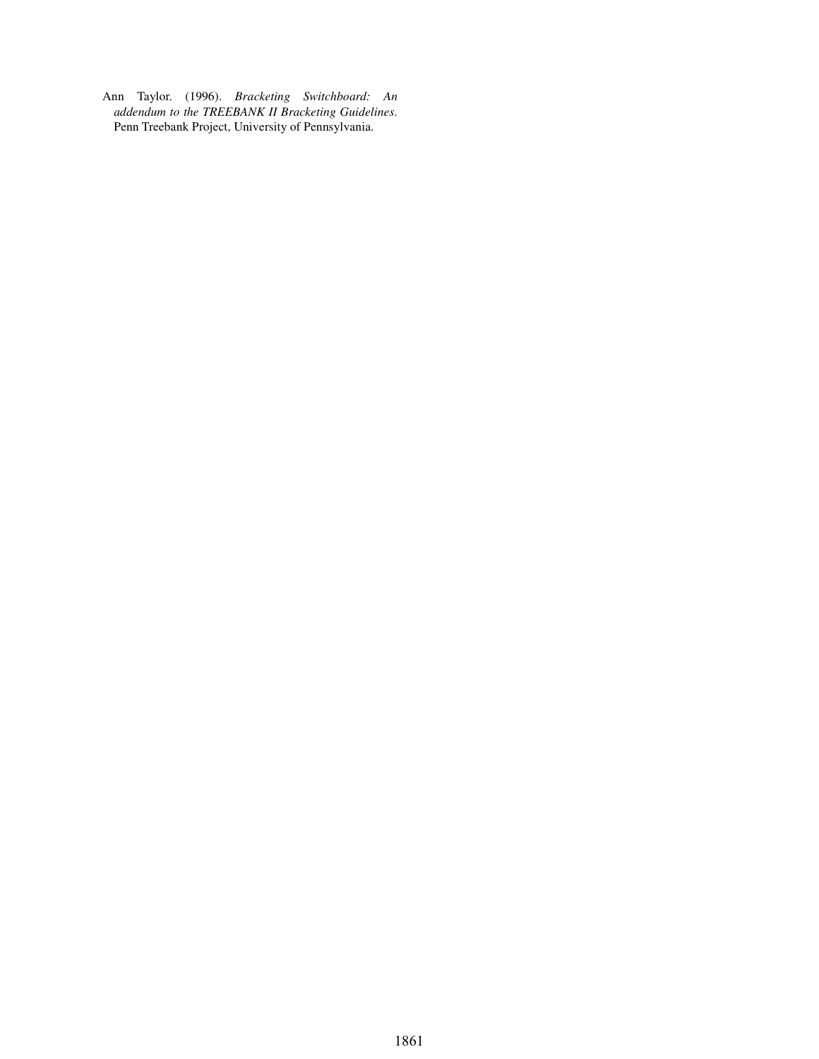Ann Taylor. (1996). *Bracketing Switchboard: An addendum to the TREEBANK II Bracketing Guidelines*. Penn Treebank Project, University of Pennsylvania.